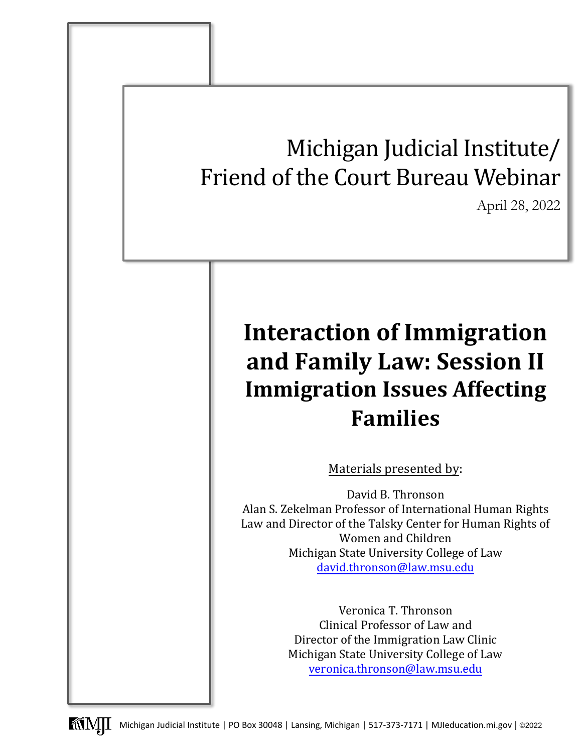# Michigan Judicial Institute/ Friend of the Court Bureau Webinar

April 28, 2022

# Interaction of Immigration and Family Law: Session II Immigration Issues Affecting Families

Materials presented by:

David B. Thronson
Alan S. Zekelman Professor of International Human Rights Law and Director of the Talsky Center for Human Rights of Women and Children
Michigan State University College of Law
david.thronson@law.msu.edu

Veronica T. Thronson
Clinical Professor of Law and
Director of the Immigration Law Clinic
Michigan State University College of Law
veronica.thronson@law.msu.edu

Michigan Judicial Institute | PO Box 30048 | Lansing, Michigan | 517-373-7171 | MJIeducation.mi.gov | ©2022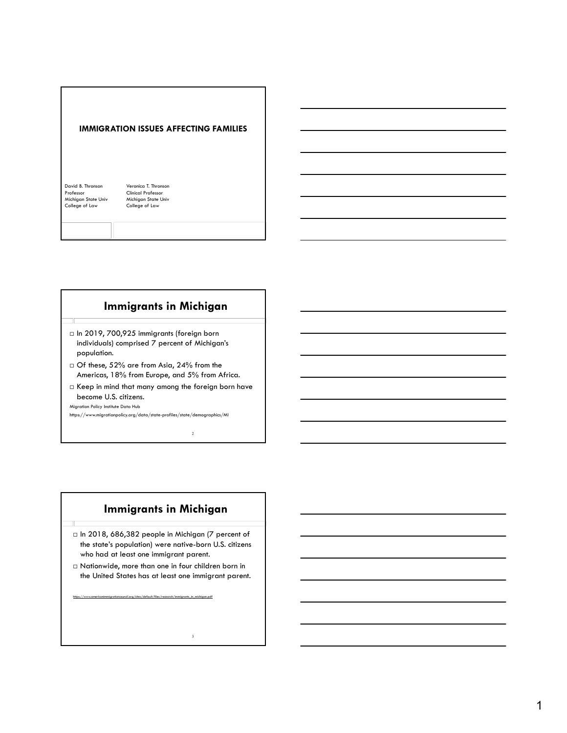# IMMIGRATION ISSUES AFFECTING FAMILIES

David B. Thronson
Professor
Michigan State Univ
College of Law

Veronica T. Thronson
Clinical Professor
Michigan State Univ
College of Law

## Immigrants in Michigan

- In 2019, 700,925 immigrants (foreign born individuals) comprised 7 percent of Michigan's population.
- Of these, 52% are from Asia, 24% from the Americas, 18% from Europe, and 5% from Africa.
- Keep in mind that many among the foreign born have become U.S. citizens.

Migration Policy Institute Data Hub
https://www.migrationpolicy.org/data/state-profiles/state/demographics/MI

## Immigrants in Michigan

- In 2018, 686,382 people in Michigan (7 percent of the state's population) were native-born U.S. citizens who had at least one immigrant parent.
- Nationwide, more than one in four children born in the United States has at least one immigrant parent.

https://www.americanimmigrationcouncil.org/sites/default/files/research/immigrants_in_michigan.pdf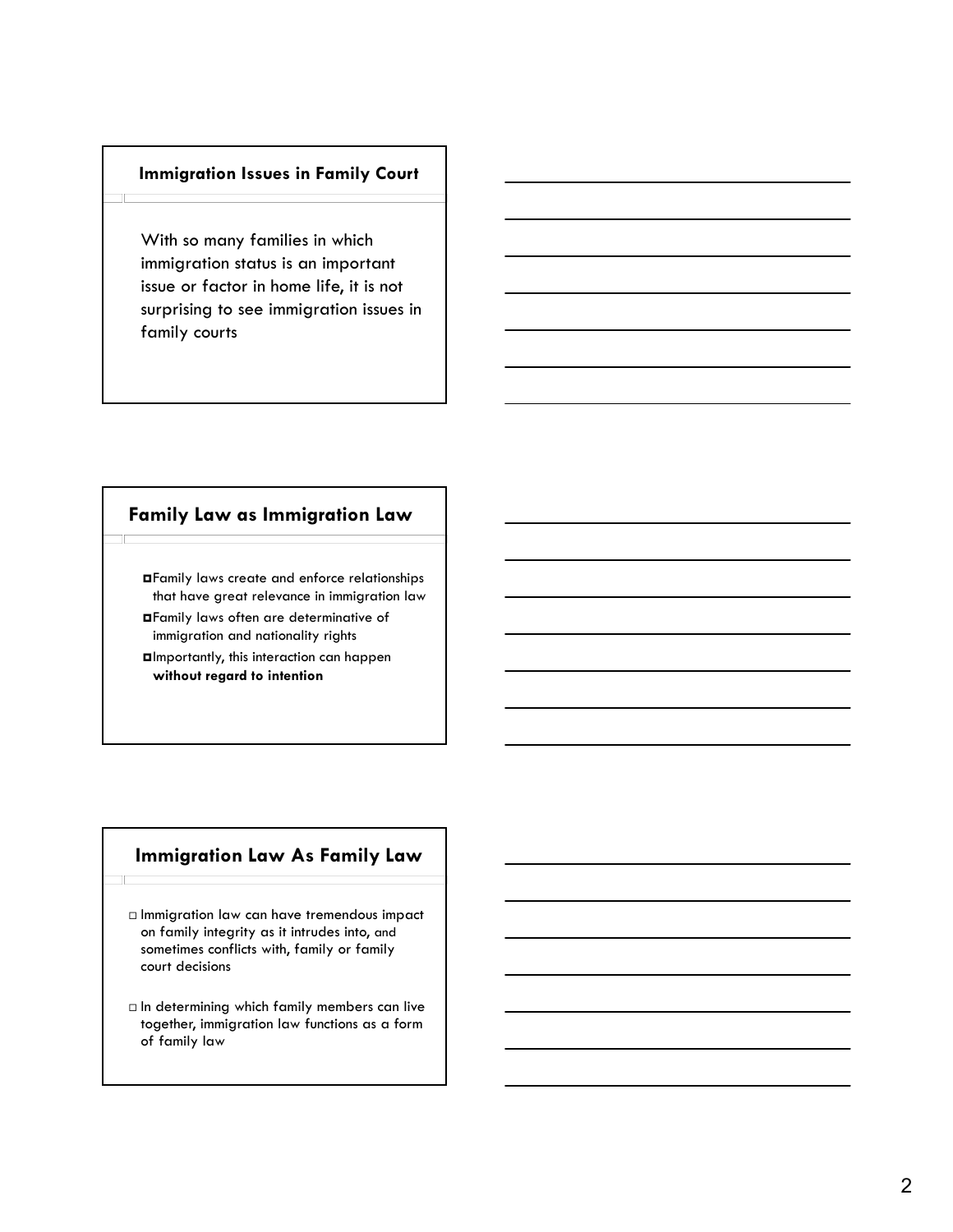## Immigration Issues in Family Court

With so many families in which immigration status is an important issue or factor in home life, it is not surprising to see immigration issues in family courts

## Family Law as Immigration Law

- Family laws create and enforce relationships that have great relevance in immigration law
- Family laws often are determinative of immigration and nationality rights
- Importantly, this interaction can happen **without regard to intention**

## Immigration Law As Family Law

- Immigration law can have tremendous impact on family integrity as it intrudes into, and sometimes conflicts with, family or family court decisions
- In determining which family members can live together, immigration law functions as a form of family law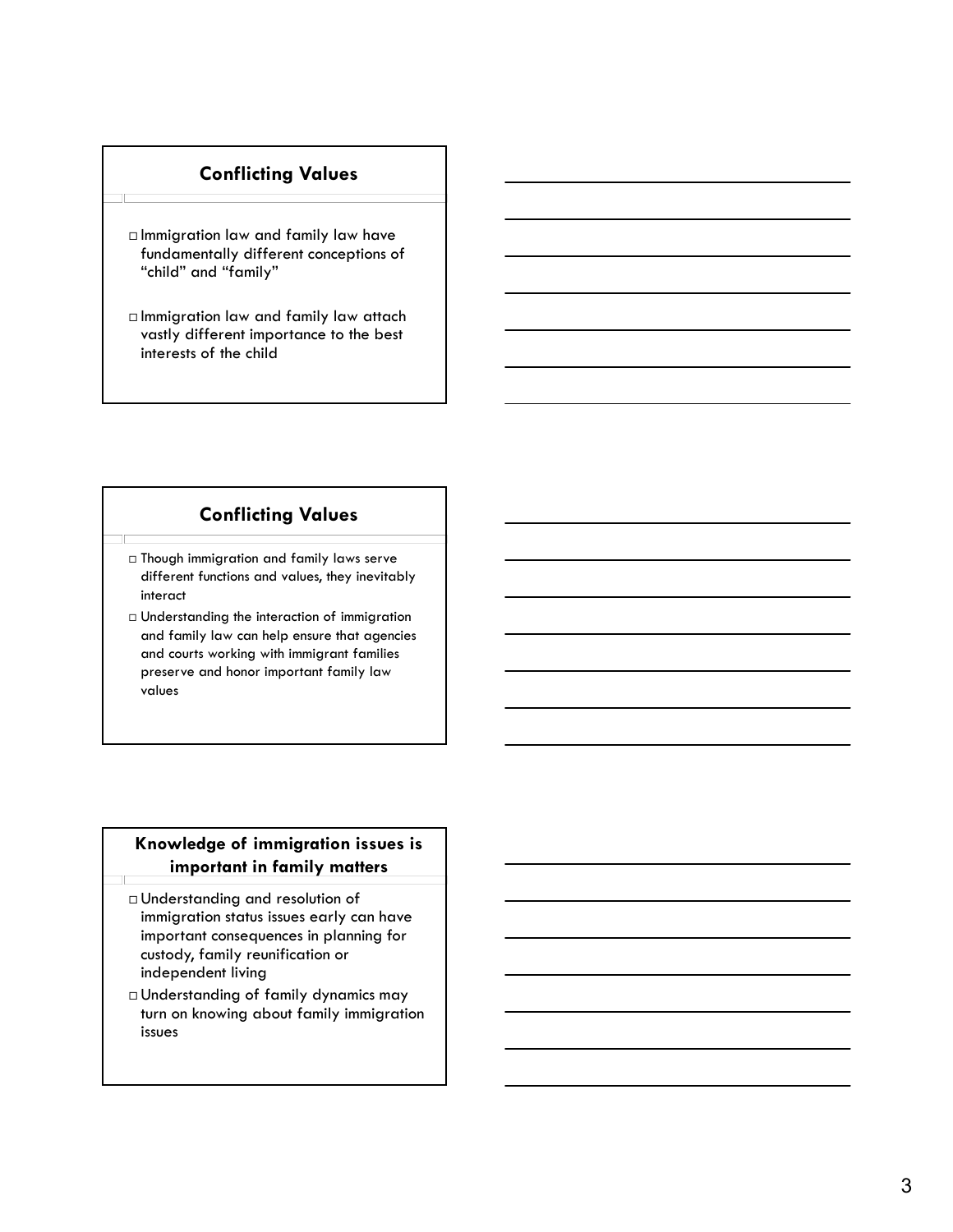## Conflicting Values

- Immigration law and family law have fundamentally different conceptions of "child" and "family"
- Immigration law and family law attach vastly different importance to the best interests of the child

## Conflicting Values

- Though immigration and family laws serve different functions and values, they inevitably interact
- Understanding the interaction of immigration and family law can help ensure that agencies and courts working with immigrant families preserve and honor important family law values

## Knowledge of immigration issues is important in family matters

- Understanding and resolution of immigration status issues early can have important consequences in planning for custody, family reunification or independent living
- Understanding of family dynamics may turn on knowing about family immigration issues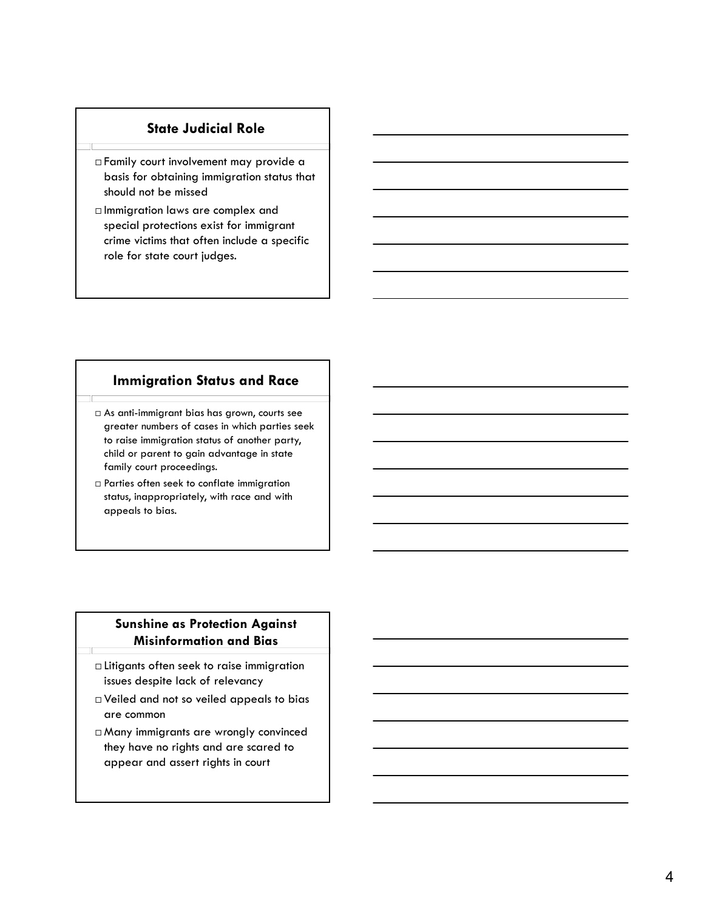## State Judicial Role

- Family court involvement may provide a basis for obtaining immigration status that should not be missed
- Immigration laws are complex and special protections exist for immigrant crime victims that often include a specific role for state court judges.

## Immigration Status and Race

- As anti-immigrant bias has grown, courts see greater numbers of cases in which parties seek to raise immigration status of another party, child or parent to gain advantage in state family court proceedings.
- Parties often seek to conflate immigration status, inappropriately, with race and with appeals to bias.

## Sunshine as Protection Against Misinformation and Bias

- Litigants often seek to raise immigration issues despite lack of relevancy
- Veiled and not so veiled appeals to bias are common
- Many immigrants are wrongly convinced they have no rights and are scared to appear and assert rights in court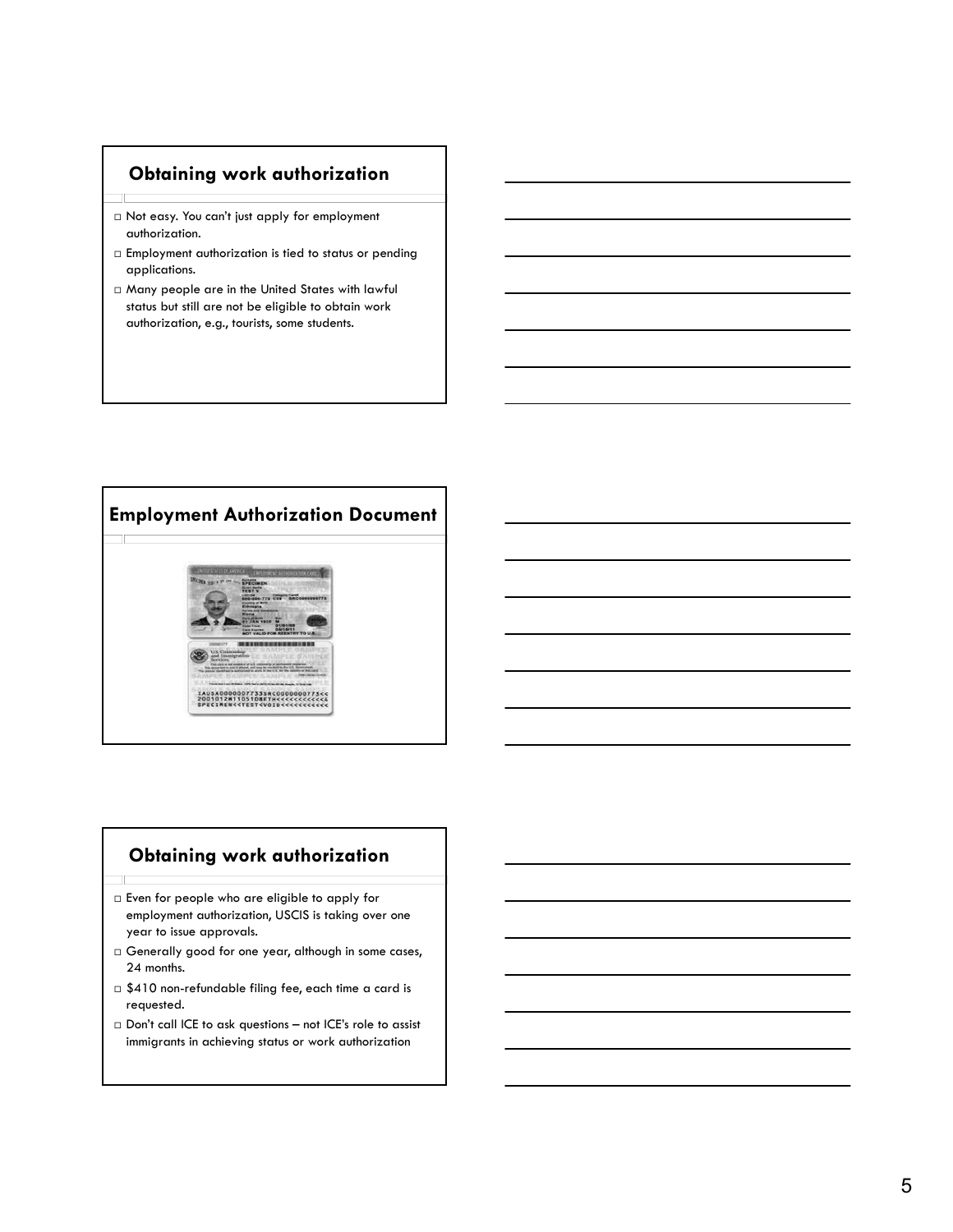## Obtaining work authorization

- Not easy. You can't just apply for employment authorization.
- Employment authorization is tied to status or pending applications.
- Many people are in the United States with lawful status but still are not be eligible to obtain work authorization, e.g., tourists, some students.

## Employment Authorization Document

## Obtaining work authorization

- Even for people who are eligible to apply for employment authorization, USCIS is taking over one year to issue approvals.
- Generally good for one year, although in some cases, 24 months.
- $410 non-refundable filing fee, each time a card is requested.
- Don't call ICE to ask questions – not ICE's role to assist immigrants in achieving status or work authorization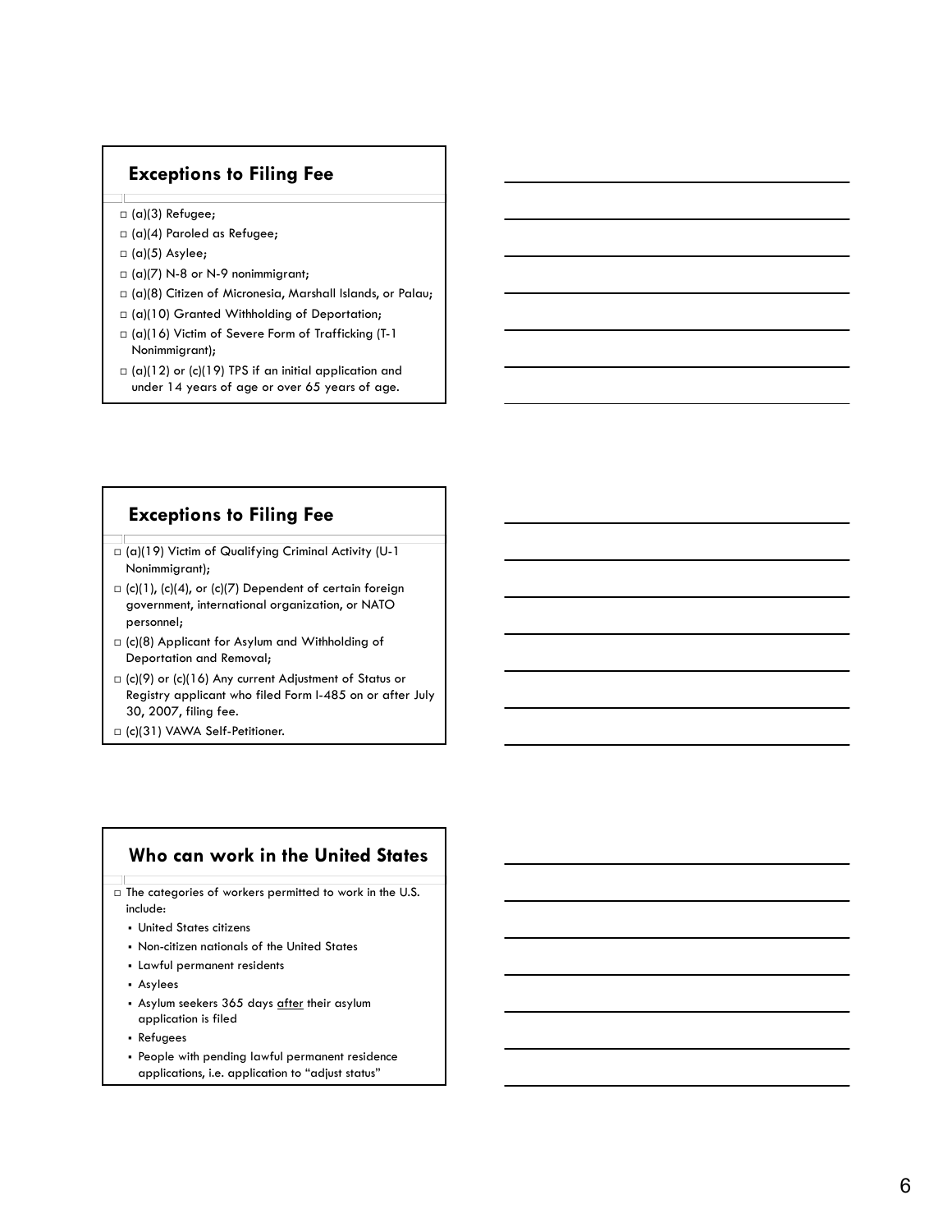## Exceptions to Filing Fee

- (a)(3) Refugee;
- (a)(4) Paroled as Refugee;
- (a)(5) Asylee;
- (a)(7) N-8 or N-9 nonimmigrant;
- (a)(8) Citizen of Micronesia, Marshall Islands, or Palau;
- (a)(10) Granted Withholding of Deportation;
- (a)(16) Victim of Severe Form of Trafficking (T-1 Nonimmigrant);
- (a)(12) or (c)(19) TPS if an initial application and under 14 years of age or over 65 years of age.

## Exceptions to Filing Fee

- (a)(19) Victim of Qualifying Criminal Activity (U-1 Nonimmigrant);
- (c)(1), (c)(4), or (c)(7) Dependent of certain foreign government, international organization, or NATO personnel;
- (c)(8) Applicant for Asylum and Withholding of Deportation and Removal;
- (c)(9) or (c)(16) Any current Adjustment of Status or Registry applicant who filed Form I-485 on or after July 30, 2007, filing fee.
- (c)(31) VAWA Self-Petitioner.

## Who can work in the United States

- The categories of workers permitted to work in the U.S. include:
  - United States citizens
  - Non-citizen nationals of the United States
  - Lawful permanent residents
  - Asylees
  - Asylum seekers 365 days after their asylum application is filed
  - Refugees
  - People with pending lawful permanent residence applications, i.e. application to "adjust status"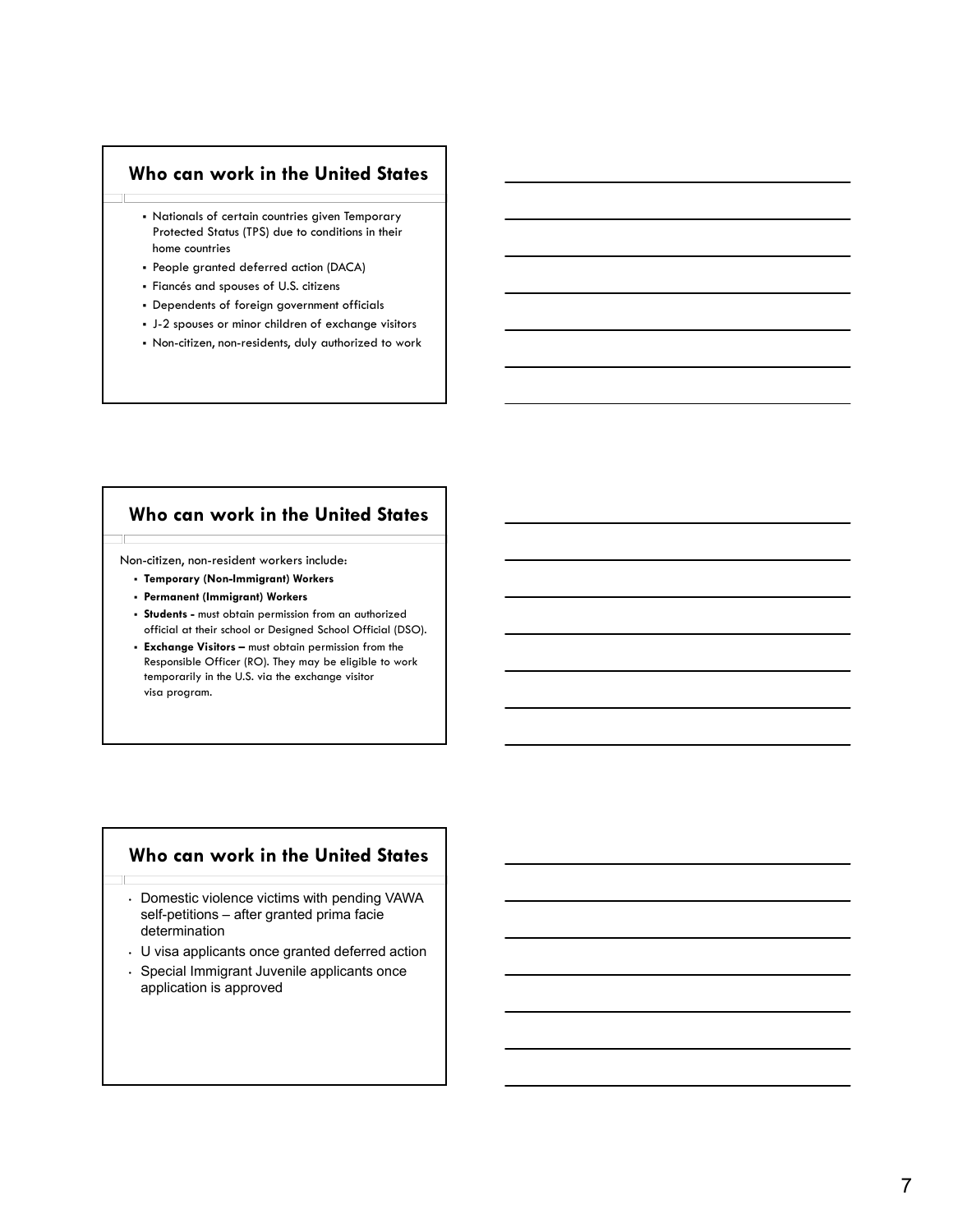## Who can work in the United States

- Nationals of certain countries given Temporary Protected Status (TPS) due to conditions in their home countries
- People granted deferred action (DACA)
- Fiancés and spouses of U.S. citizens
- Dependents of foreign government officials
- J-2 spouses or minor children of exchange visitors
- Non-citizen, non-residents, duly authorized to work

## Who can work in the United States

Non-citizen, non-resident workers include:

- **Temporary (Non-Immigrant) Workers**
- **Permanent (Immigrant) Workers**
- **Students -** must obtain permission from an authorized official at their school or Designed School Official (DSO).
- **Exchange Visitors –** must obtain permission from the Responsible Officer (RO). They may be eligible to work temporarily in the U.S. via the exchange visitor visa program.

## Who can work in the United States

- Domestic violence victims with pending VAWA self-petitions – after granted prima facie determination
- U visa applicants once granted deferred action
- Special Immigrant Juvenile applicants once application is approved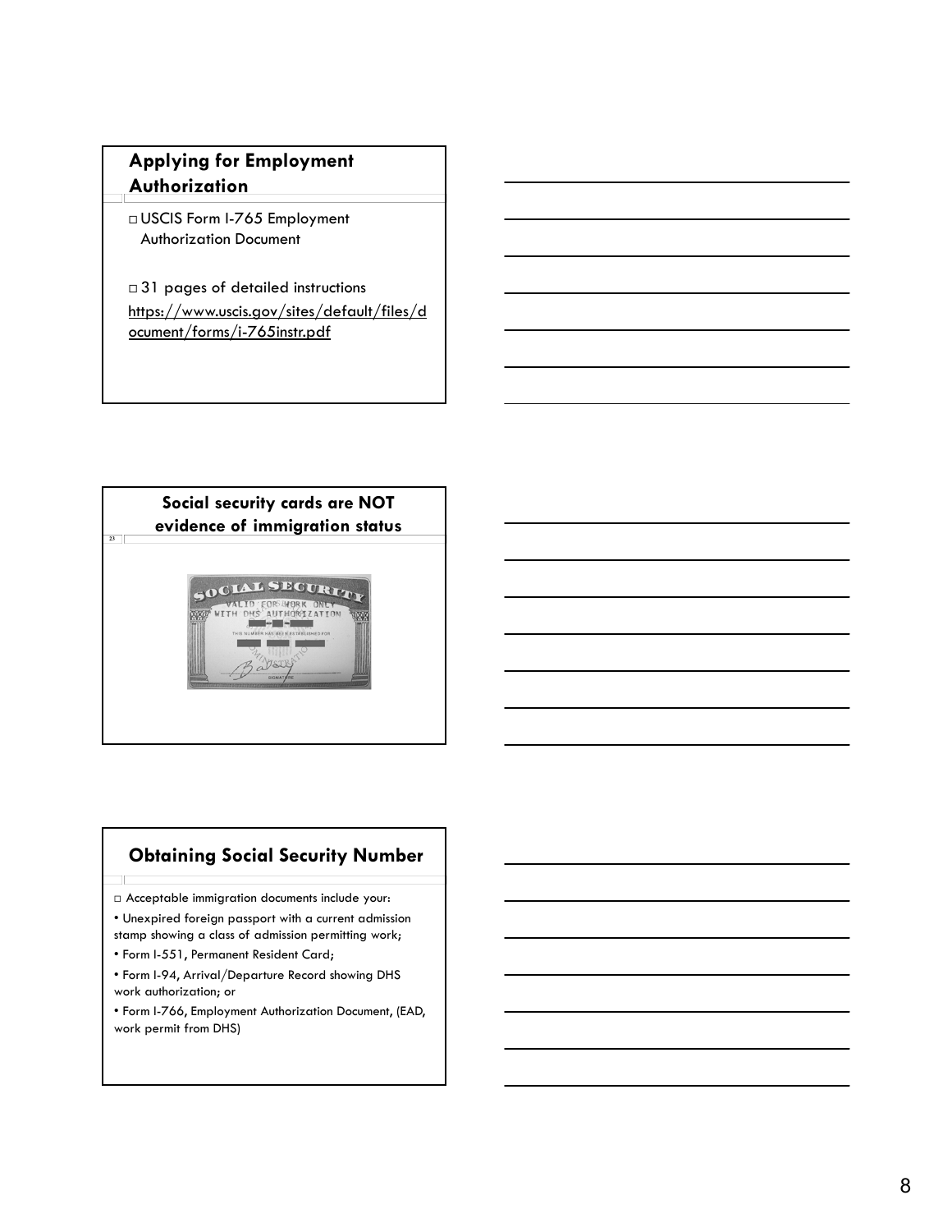## Applying for Employment Authorization

- USCIS Form I-765 Employment Authorization Document
- 31 pages of detailed instructions https://www.uscis.gov/sites/default/files/document/forms/i-765instr.pdf

## Social security cards are NOT evidence of immigration status

## Obtaining Social Security Number

- Acceptable immigration documents include your:
  - Unexpired foreign passport with a current admission stamp showing a class of admission permitting work;
  - Form I-551, Permanent Resident Card;
  - Form I-94, Arrival/Departure Record showing DHS work authorization; or
  - Form I-766, Employment Authorization Document, (EAD, work permit from DHS)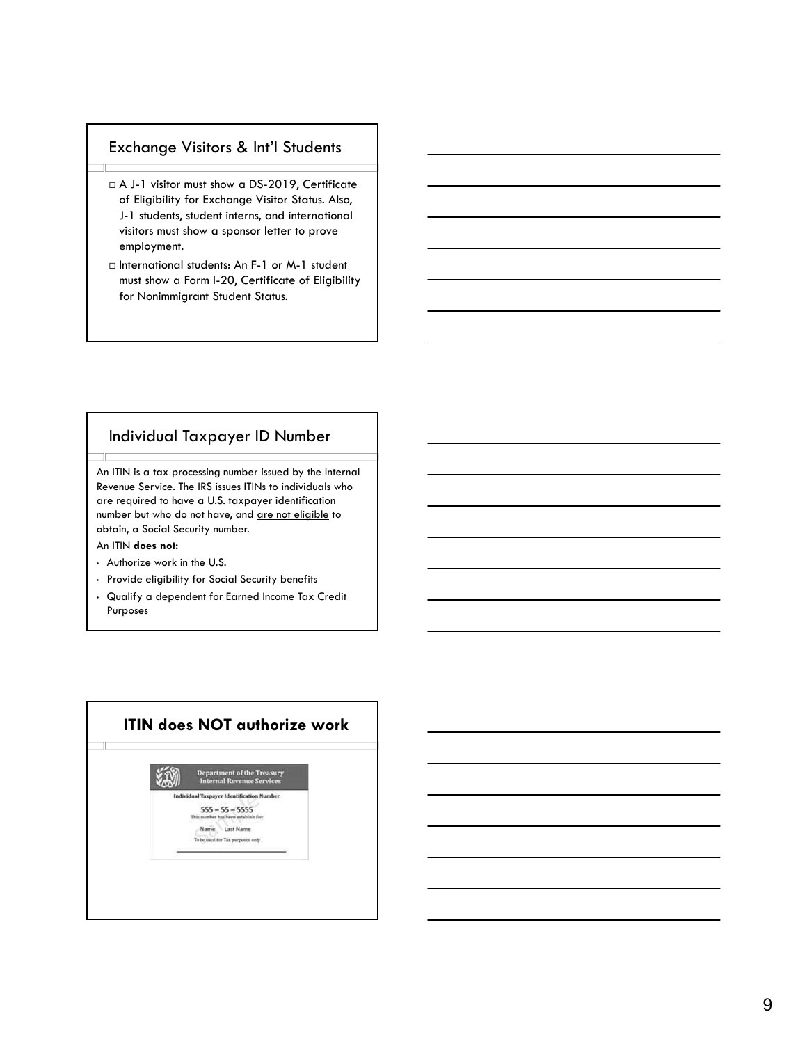## Exchange Visitors & Int'l Students

- A J-1 visitor must show a DS-2019, Certificate of Eligibility for Exchange Visitor Status. Also, J-1 students, student interns, and international visitors must show a sponsor letter to prove employment.
- International students: An F-1 or M-1 student must show a Form I-20, Certificate of Eligibility for Nonimmigrant Student Status.

## Individual Taxpayer ID Number

An ITIN is a tax processing number issued by the Internal Revenue Service. The IRS issues ITINs to individuals who are required to have a U.S. taxpayer identification number but who do not have, and are not eligible to obtain, a Social Security number.

An ITIN **does not:**

- Authorize work in the U.S.
- Provide eligibility for Social Security benefits
- Qualify a dependent for Earned Income Tax Credit Purposes

## ITIN does NOT authorize work

Department of the Treasury
Internal Revenue Services

Individual Taxpayer Identification Number

555 – 55 – 5555

This number has been establish for:

Name Last Name

To be used for Tax purposes only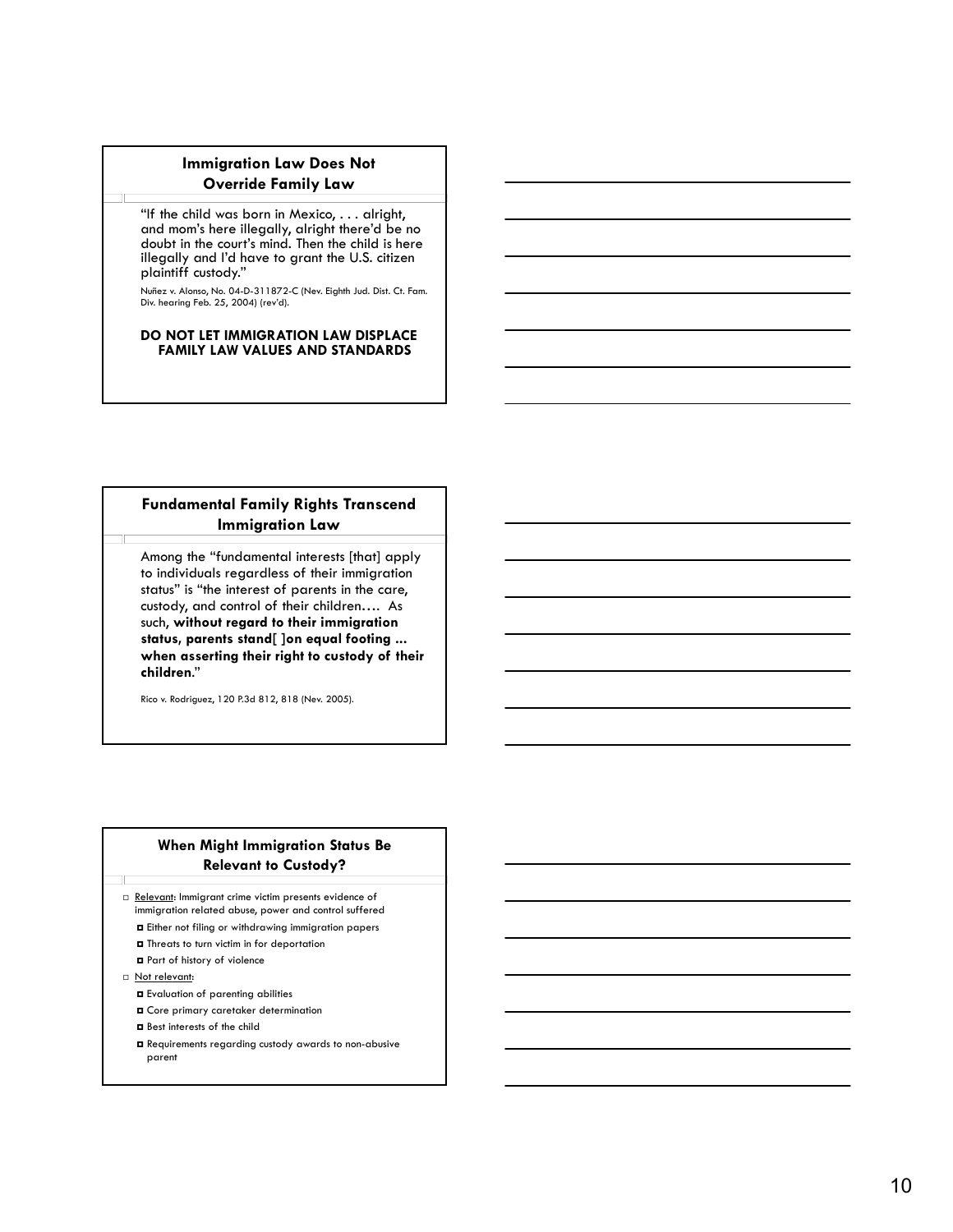## Immigration Law Does Not Override Family Law

"If the child was born in Mexico, . . . alright, and mom's here illegally, alright there'd be no doubt in the court's mind. Then the child is here illegally and I'd have to grant the U.S. citizen plaintiff custody."

Nuñez v. Alonso, No. 04-D-311872-C (Nev. Eighth Jud. Dist. Ct. Fam. Div. hearing Feb. 25, 2004) (rev'd).

**DO NOT LET IMMIGRATION LAW DISPLACE FAMILY LAW VALUES AND STANDARDS**

## Fundamental Family Rights Transcend Immigration Law

Among the "fundamental interests [that] apply to individuals regardless of their immigration status" is "the interest of parents in the care, custody, and control of their children…. As such, **without regard to their immigration status, parents stand[ ]on equal footing ... when asserting their right to custody of their children.**"

Rico v. Rodriguez, 120 P.3d 812, 818 (Nev. 2005).

## When Might Immigration Status Be Relevant to Custody?

- Relevant: Immigrant crime victim presents evidence of immigration related abuse, power and control suffered
  - Either not filing or withdrawing immigration papers
  - Threats to turn victim in for deportation
  - Part of history of violence
- Not relevant:
  - Evaluation of parenting abilities
  - Core primary caretaker determination
  - Best interests of the child
  - Requirements regarding custody awards to non-abusive parent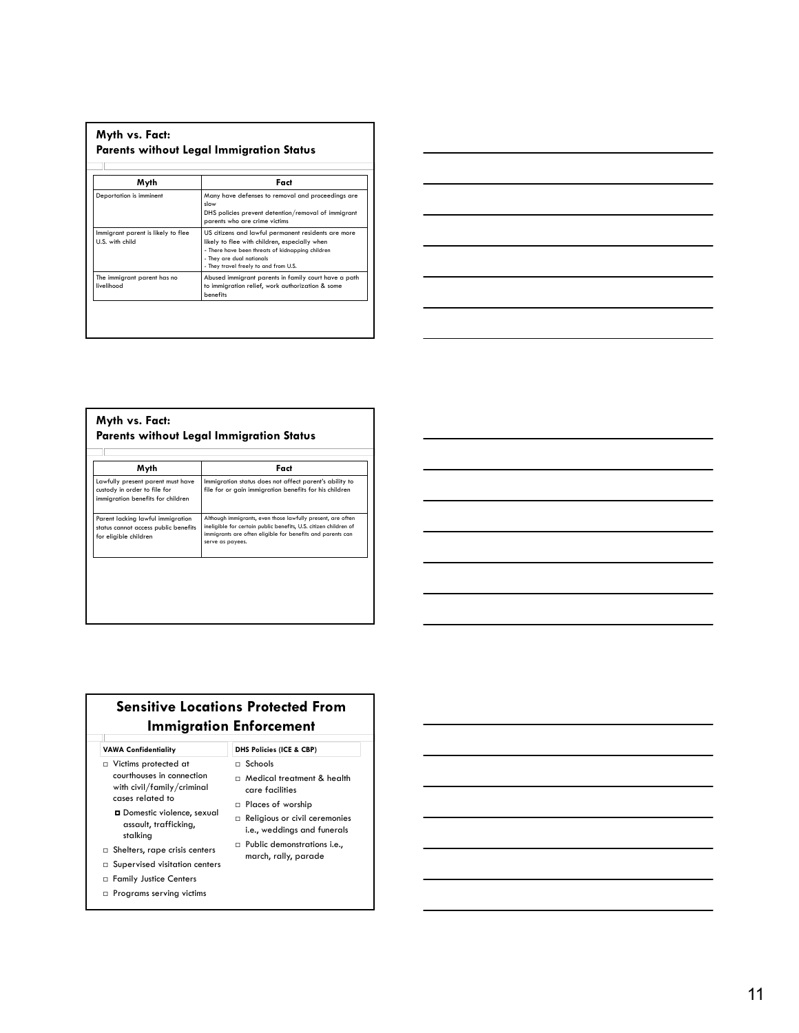## Myth vs. Fact: Parents without Legal Immigration Status

| Myth | Fact |
| --- | --- |
| Deportation is imminent | Many have defenses to removal and proceedings are slow<br>DHS policies prevent detention/removal of immigrant parents who are crime victims |
| Immigrant parent is likely to flee U.S. with child | US citizens and lawful permanent residents are more likely to flee with children, especially when<br>- There have been threats of kidnapping children<br>- They are dual nationals<br>- They travel freely to and from U.S. |
| The immigrant parent has no livelihood | Abused immigrant parents in family court have a path to immigration relief, work authorization & some benefits |

## Myth vs. Fact: Parents without Legal Immigration Status

| Myth | Fact |
| --- | --- |
| Lawfully present parent must have custody in order to file for immigration benefits for children | Immigration status does not affect parent's ability to file for or gain immigration benefits for his children |
| Parent lacking lawful immigration status cannot access public benefits for eligible children | Although immigrants, even those lawfully present, are often ineligible for certain public benefits, U.S. citizen children of immigrants are often eligible for benefits and parents can serve as payees. |

## Sensitive Locations Protected From Immigration Enforcement

**VAWA Confidentiality**

- Victims protected at courthouses in connection with civil/family/criminal cases related to
  - Domestic violence, sexual assault, trafficking, stalking
- Shelters, rape crisis centers
- Supervised visitation centers
- Family Justice Centers
- Programs serving victims

**DHS Policies (ICE & CBP)**

- Schools
- Medical treatment & health care facilities
- Places of worship
- Religious or civil ceremonies i.e., weddings and funerals
- Public demonstrations i.e., march, rally, parade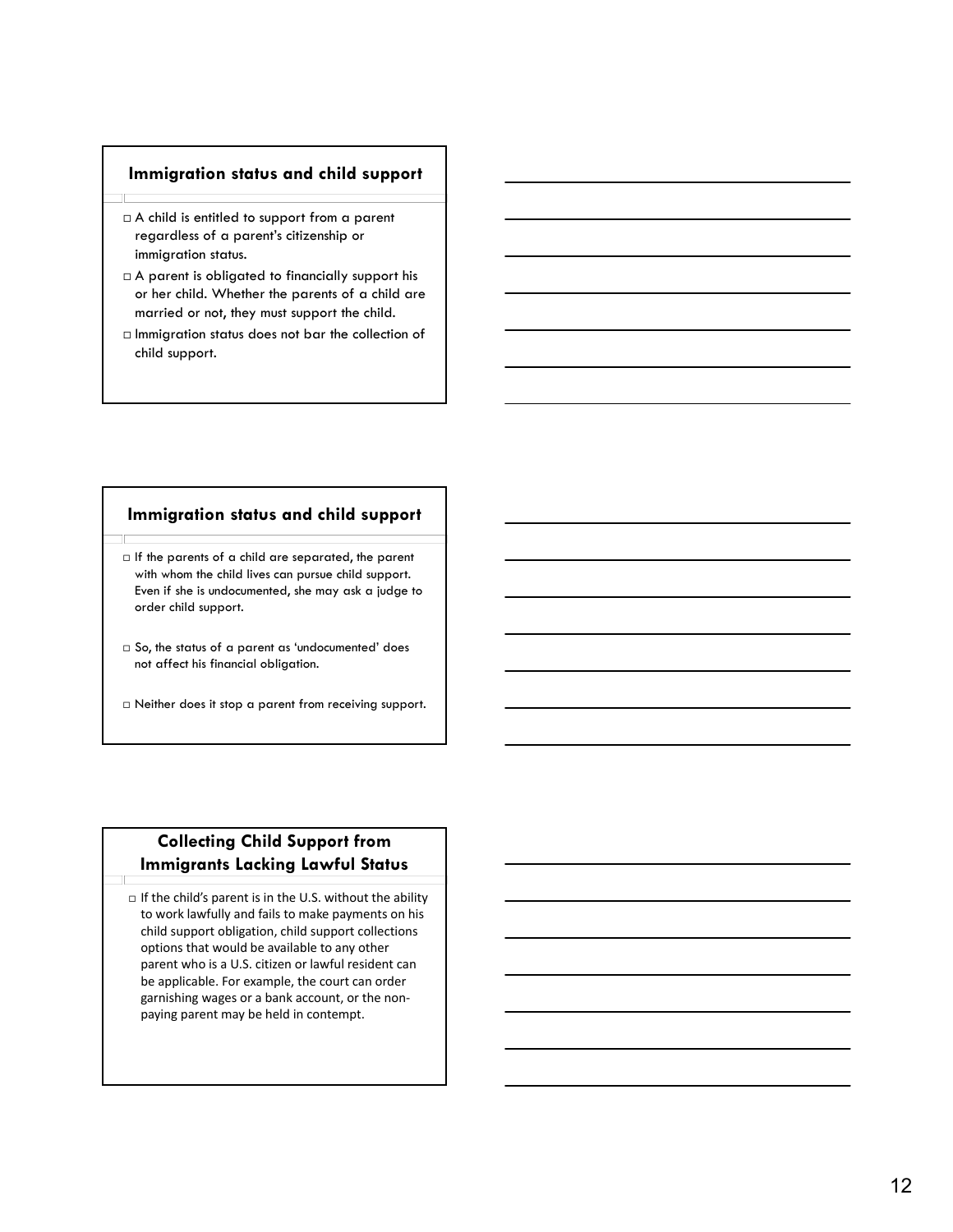## Immigration status and child support

- A child is entitled to support from a parent regardless of a parent's citizenship or immigration status.
- A parent is obligated to financially support his or her child. Whether the parents of a child are married or not, they must support the child.
- Immigration status does not bar the collection of child support.

## Immigration status and child support

- If the parents of a child are separated, the parent with whom the child lives can pursue child support. Even if she is undocumented, she may ask a judge to order child support.
- So, the status of a parent as 'undocumented' does not affect his financial obligation.
- Neither does it stop a parent from receiving support.

## Collecting Child Support from Immigrants Lacking Lawful Status

- If the child's parent is in the U.S. without the ability to work lawfully and fails to make payments on his child support obligation, child support collections options that would be available to any other parent who is a U.S. citizen or lawful resident can be applicable. For example, the court can order garnishing wages or a bank account, or the non-paying parent may be held in contempt.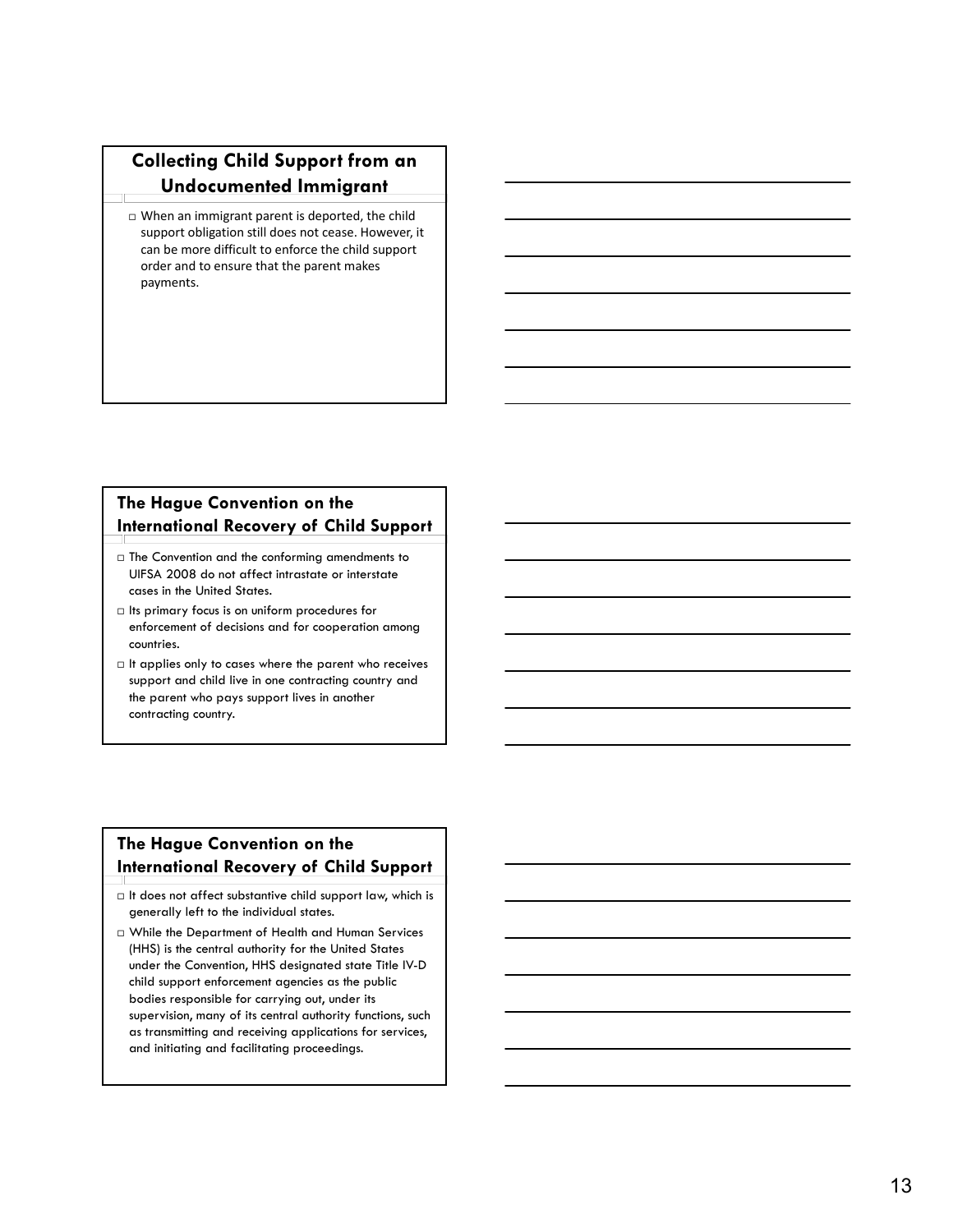## Collecting Child Support from an Undocumented Immigrant

- When an immigrant parent is deported, the child support obligation still does not cease. However, it can be more difficult to enforce the child support order and to ensure that the parent makes payments.

## The Hague Convention on the International Recovery of Child Support

- The Convention and the conforming amendments to UIFSA 2008 do not affect intrastate or interstate cases in the United States.
- Its primary focus is on uniform procedures for enforcement of decisions and for cooperation among countries.
- It applies only to cases where the parent who receives support and child live in one contracting country and the parent who pays support lives in another contracting country.

## The Hague Convention on the International Recovery of Child Support

- It does not affect substantive child support law, which is generally left to the individual states.
- While the Department of Health and Human Services (HHS) is the central authority for the United States under the Convention, HHS designated state Title IV-D child support enforcement agencies as the public bodies responsible for carrying out, under its supervision, many of its central authority functions, such as transmitting and receiving applications for services, and initiating and facilitating proceedings.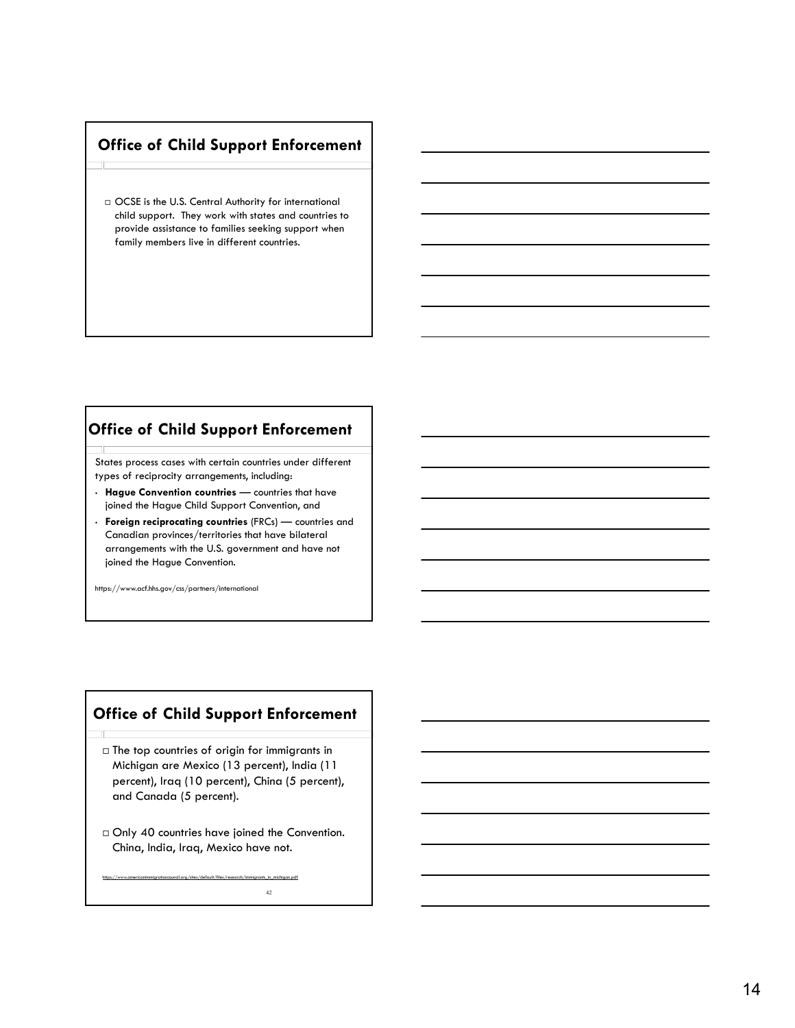## Office of Child Support Enforcement

- OCSE is the U.S. Central Authority for international child support. They work with states and countries to provide assistance to families seeking support when family members live in different countries.

## Office of Child Support Enforcement

States process cases with certain countries under different types of reciprocity arrangements, including:

- **Hague Convention countries** — countries that have joined the Hague Child Support Convention, and
- **Foreign reciprocating countries** (FRCs) — countries and Canadian provinces/territories that have bilateral arrangements with the U.S. government and have not joined the Hague Convention.

https://www.acf.hhs.gov/css/partners/international

## Office of Child Support Enforcement

- The top countries of origin for immigrants in Michigan are Mexico (13 percent), India (11 percent), Iraq (10 percent), China (5 percent), and Canada (5 percent).
- Only 40 countries have joined the Convention. China, India, Iraq, Mexico have not.

https://www.americanimmigrationcouncil.org/sites/default/files/research/immigrants_in_michigan.pdf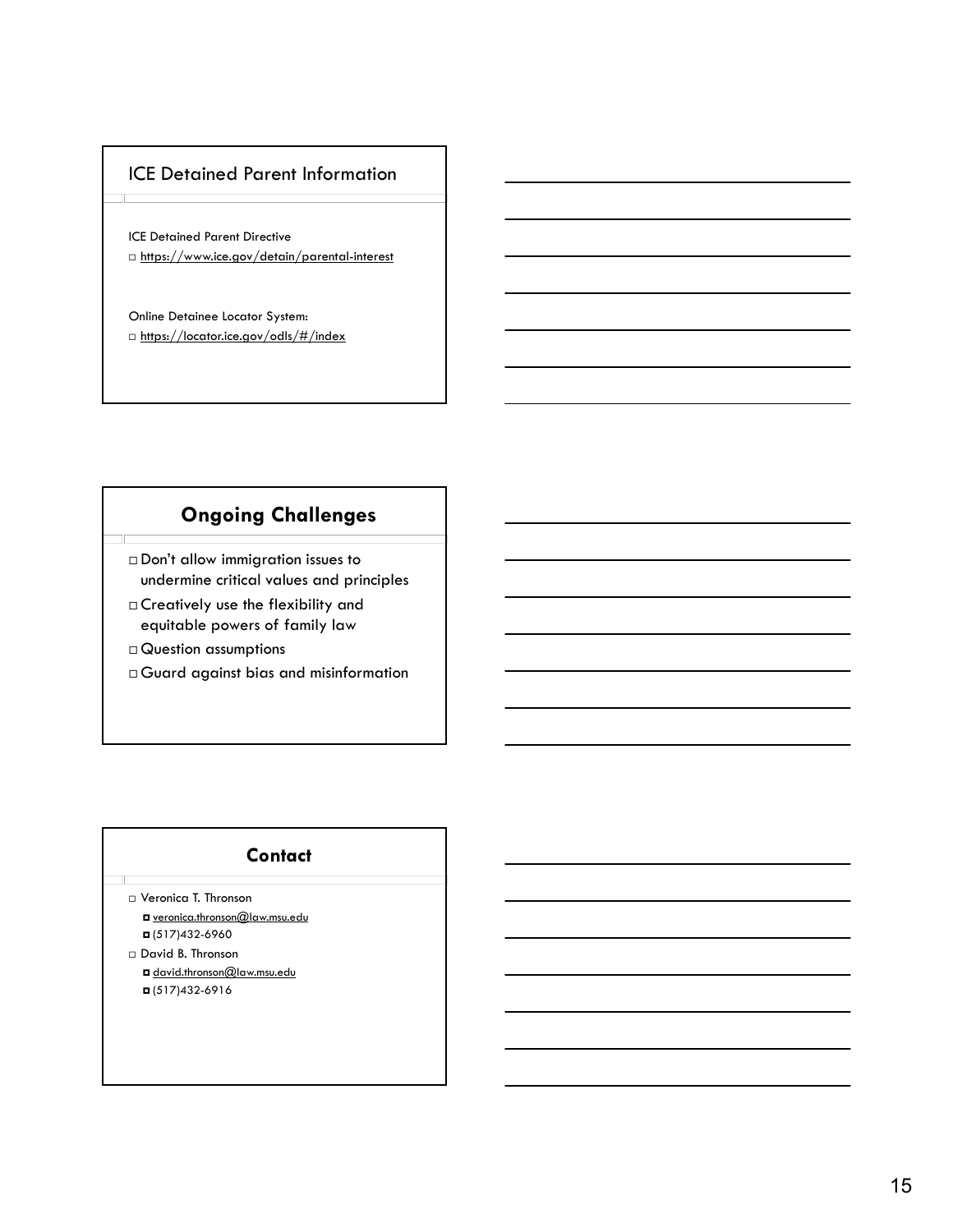## ICE Detained Parent Information

ICE Detained Parent Directive

- https://www.ice.gov/detain/parental-interest

Online Detainee Locator System:

- https://locator.ice.gov/odls/#/index

## Ongoing Challenges

- Don't allow immigration issues to undermine critical values and principles
- Creatively use the flexibility and equitable powers of family law
- Question assumptions
- Guard against bias and misinformation

## Contact

- Veronica T. Thronson
  - veronica.thronson@law.msu.edu
  - (517)432-6960
- David B. Thronson
  - david.thronson@law.msu.edu
  - (517)432-6916